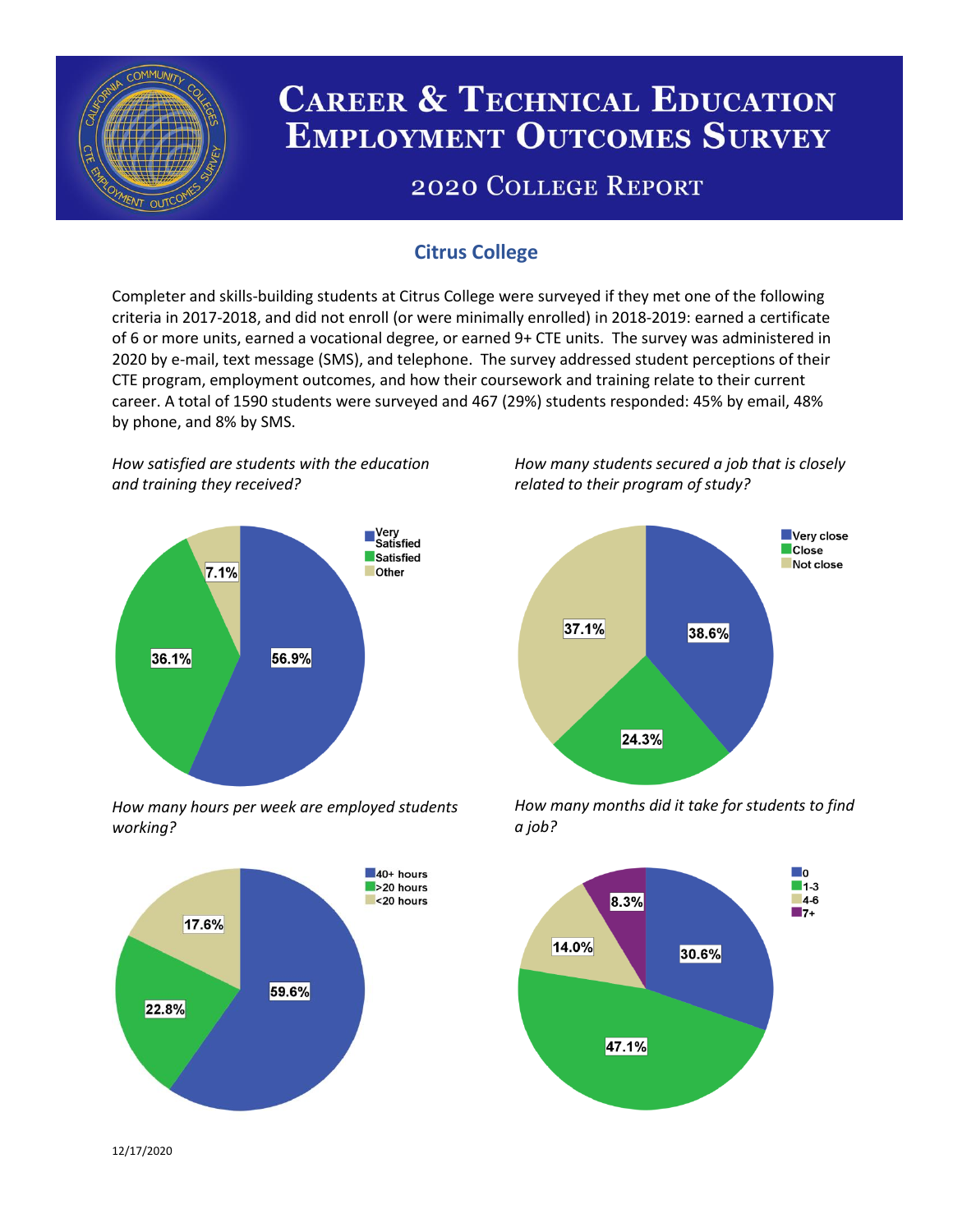# Career & Technical Education Employment Outcomes Survey

## 2020 College Report

### Citrus College

Completer and skills-building students at Citrus College were surveyed if they met one of the following criteria in 2017-2018, and did not enroll (or were minimally enrolled) in 2018-2019: earned a certificate of 6 or more units, earned a vocational degree, or earned 9+ CTE units. The survey was administered in 2020 by e-mail, text message (SMS), and telephone. The survey addressed student perceptions of their CTE program, employment outcomes, and how their coursework and training relate to their current career. A total of 1590 students were surveyed and 467 (29%) students responded: 45% by email, 48% by phone, and 8% by SMS.

*How satisfied are students with the education and training they received?*

| Response | Percent |
|---|---|
| Very Satisfied | 56.9% |
| Satisfied | 36.1% |
| Other | 7.1% |

*How many students secured a job that is closely related to their program of study?*

| Response | Percent |
|---|---|
| Very close | 38.6% |
| Close | 24.3% |
| Not close | 37.1% |

*How many hours per week are employed students working?*

| Response | Percent |
|---|---|
| 40+ hours | 59.6% |
| >20 hours | 22.8% |
| <20 hours | 17.6% |

*How many months did it take for students to find a job?*

| Response | Percent |
|---|---|
| 0 | 30.6% |
| 1-3 | 47.1% |
| 4-6 | 14.0% |
| 7+ | 8.3% |

12/17/2020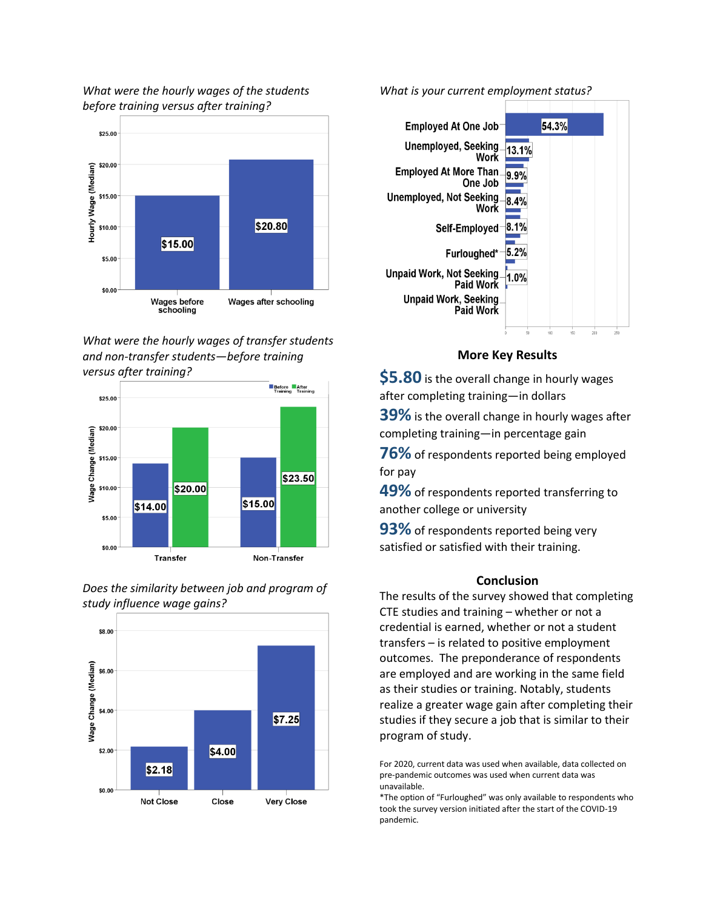*What were the hourly wages of the students before training versus after training?*

Hourly Wage (Median)

$25.00
$20.00
$15.00
$10.00
$5.00
$0.00

$15.00
$20.80

Wages before schooling
Wages after schooling

*What were the hourly wages of transfer students and non-transfer students—before training versus after training?*

Wage Change (Median)

Before Training
After Training

$25.00
$20.00
$15.00
$10.00
$5.00
$0.00

$14.00
$20.00
$15.00
$23.50

Transfer
Non-Transfer

*Does the similarity between job and program of study influence wage gains?*

Wage Change (Median)

$8.00
$6.00
$4.00
$2.00
$0.00

$2.18
$4.00
$7.25

Not Close
Close
Very Close

*What is your current employment status?*

Employed At One Job 54.3%
Unemployed, Seeking Work 13.1%
Employed At More Than One Job 9.9%
Unemployed, Not Seeking Work 8.4%
Self-Employed 8.1%
Furloughed* 5.2%
Unpaid Work, Not Seeking Paid Work 1.0%
Unpaid Work, Seeking Paid Work

0
50
100
150
200
250

### More Key Results

**$5.80** is the overall change in hourly wages after completing training—in dollars

**39%** is the overall change in hourly wages after completing training—in percentage gain

**76%** of respondents reported being employed for pay

**49%** of respondents reported transferring to another college or university

**93%** of respondents reported being very satisfied or satisfied with their training.

### Conclusion

The results of the survey showed that completing CTE studies and training – whether or not a credential is earned, whether or not a student transfers – is related to positive employment outcomes. The preponderance of respondents are employed and are working in the same field as their studies or training. Notably, students realize a greater wage gain after completing their studies if they secure a job that is similar to their program of study.

For 2020, current data was used when available, data collected on pre-pandemic outcomes was used when current data was unavailable.
*The option of "Furloughed" was only available to respondents who took the survey version initiated after the start of the COVID-19 pandemic.